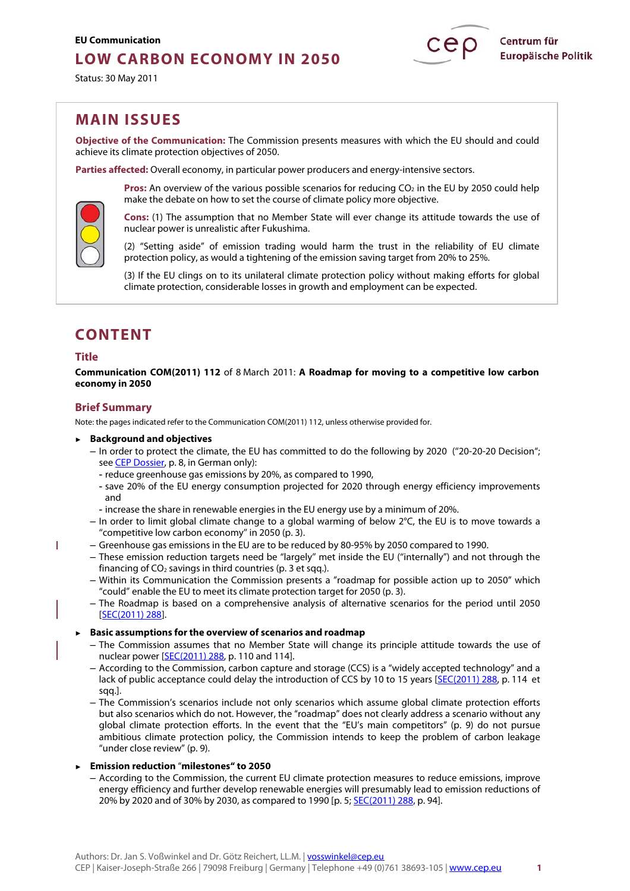EU Communication

# LOW CARBON ECONOMY IN 2050

Status: 30 May 2011

Centrum für Europäische Politik

## MAIN ISSUES

**Objective of the Communication:** The Commission presents measures with which the EU should and could achieve its climate protection objectives of 2050.

**Parties affected:** Overall economy, in particular power producers and energy-intensive sectors.

**Pros:** An overview of the various possible scenarios for reducing $CO_2$ in the EU by 2050 could help make the debate on how to set the course of climate policy more objective.

**Cons:** (1) The assumption that no Member State will ever change its attitude towards the use of nuclear power is unrealistic after Fukushima.

(2) "Setting aside" of emission trading would harm the trust in the reliability of EU climate protection policy, as would a tightening of the emission saving target from 20% to 25%.

(3) If the EU clings on to its unilateral climate protection policy without making efforts for global climate protection, considerable losses in growth and employment can be expected.

## CONTENT

### Title

**Communication COM(2011) 112** of 8 March 2011: **A Roadmap for moving to a competitive low carbon economy in 2050**

### Brief Summary

Note: the pages indicated refer to the Communication COM(2011) 112, unless otherwise provided for.

- **Background and objectives**
  - In order to protect the climate, the EU has committed to do the following by 2020 ("20-20-20 Decision"; see [CEP Dossier](), p. 8, in German only):
    - reduce greenhouse gas emissions by 20%, as compared to 1990,
    - save 20% of the EU energy consumption projected for 2020 through energy efficiency improvements and
    - increase the share in renewable energies in the EU energy use by a minimum of 20%.
  - In order to limit global climate change to a global warming of below 2°C, the EU is to move towards a "competitive low carbon economy" in 2050 (p. 3).
  - Greenhouse gas emissions in the EU are to be reduced by 80-95% by 2050 compared to 1990.
  - These emission reduction targets need be "largely" met inside the EU ("internally") and not through the financing of $CO_2$ savings in third countries (p. 3 et sqq.).
  - Within its Communication the Commission presents a "roadmap for possible action up to 2050" which "could" enable the EU to meet its climate protection target for 2050 (p. 3).
  - The Roadmap is based on a comprehensive analysis of alternative scenarios for the period until 2050 [SEC(2011) 288].

- **Basic assumptions for the overview of scenarios and roadmap**
  - The Commission assumes that no Member State will change its principle attitude towards the use of nuclear power [SEC(2011) 288, p. 110 and 114].
  - According to the Commission, carbon capture and storage (CCS) is a "widely accepted technology" and a lack of public acceptance could delay the introduction of CCS by 10 to 15 years [SEC(2011) 288, p. 114 et sqq.].
  - The Commission's scenarios include not only scenarios which assume global climate protection efforts but also scenarios which do not. However, the "roadmap" does not clearly address a scenario without any global climate protection efforts. In the event that the "EU's main competitors" (p. 9) do not pursue ambitious climate protection policy, the Commission intends to keep the problem of carbon leakage "under close review" (p. 9).

- **Emission reduction "milestones" to 2050**
  - According to the Commission, the current EU climate protection measures to reduce emissions, improve energy efficiency and further develop renewable energies will presumably lead to emission reductions of 20% by 2020 and of 30% by 2030, as compared to 1990 [p. 5; SEC(2011) 288, p. 94].

Authors: Dr. Jan S. Voßwinkel and Dr. Götz Reichert, LL.M. | vosswinkel@cep.eu
CEP | Kaiser-Joseph-Straße 266 | 79098 Freiburg | Germany | Telephone +49 (0)761 38693-105 | www.cep.eu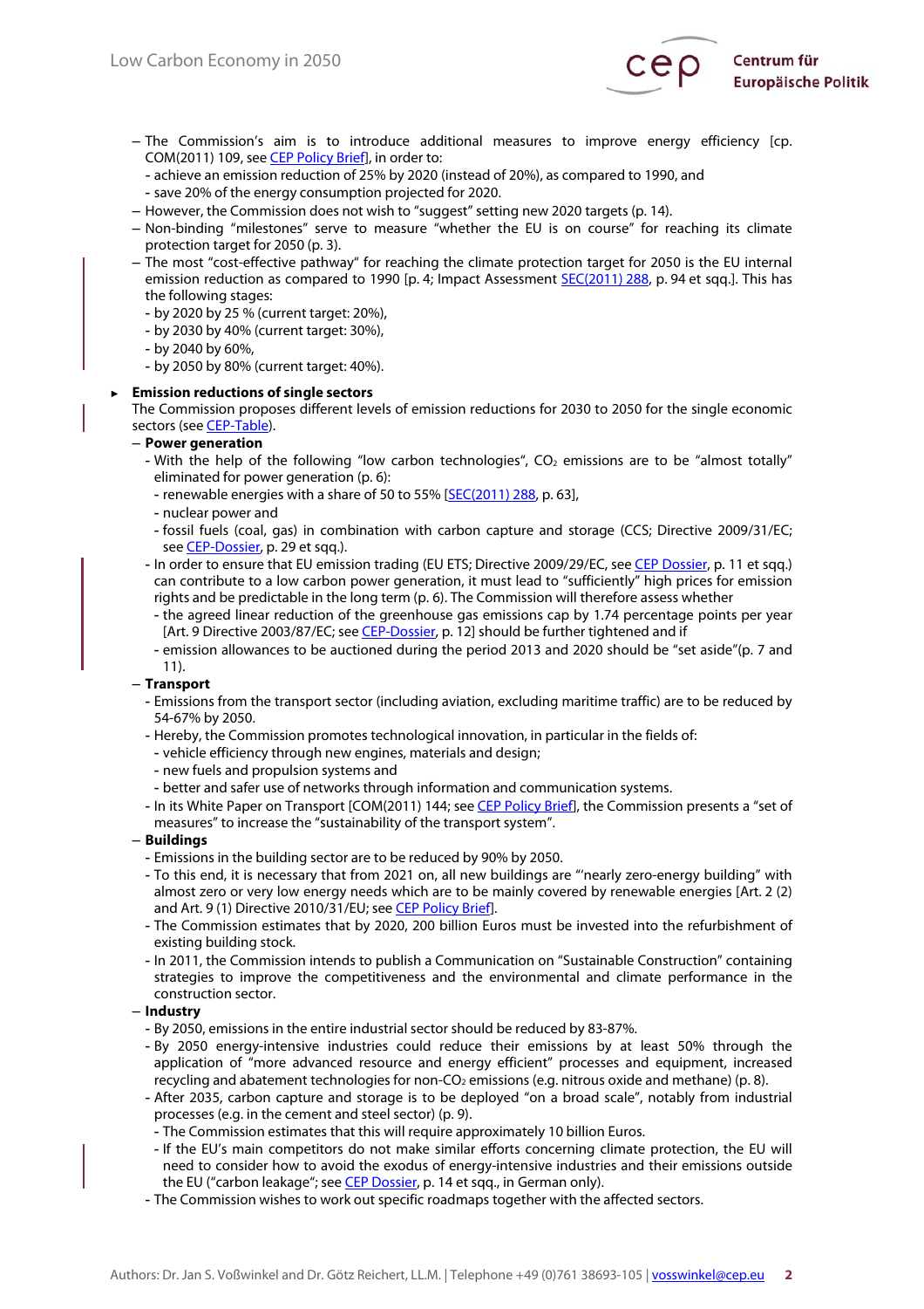- The Commission's aim is to introduce additional measures to improve energy efficiency [cp. COM(2011) 109, see CEP Policy Brief], in order to:
  - achieve an emission reduction of 25% by 2020 (instead of 20%), as compared to 1990, and
  - save 20% of the energy consumption projected for 2020.
- However, the Commission does not wish to "suggest" setting new 2020 targets (p. 14).
- Non-binding "milestones" serve to measure "whether the EU is on course" for reaching its climate protection target for 2050 (p. 3).
- The most "cost-effective pathway" for reaching the climate protection target for 2050 is the EU internal emission reduction as compared to 1990 [p. 4; Impact Assessment SEC(2011) 288, p. 94 et sqq.]. This has the following stages:
  - by 2020 by 25 % (current target: 20%),
  - by 2030 by 40% (current target: 30%),
  - by 2040 by 60%,
  - by 2050 by 80% (current target: 40%).

► **Emission reductions of single sectors**

The Commission proposes different levels of emission reductions for 2030 to 2050 for the single economic sectors (see CEP-Table).

- **Power generation**
  - With the help of the following "low carbon technologies", $CO_2$ emissions are to be "almost totally" eliminated for power generation (p. 6):
    - renewable energies with a share of 50 to 55% [SEC(2011) 288, p. 63],
    - nuclear power and
    - fossil fuels (coal, gas) in combination with carbon capture and storage (CCS; Directive 2009/31/EC; see CEP-Dossier, p. 29 et sqq.).
  - In order to ensure that EU emission trading (EU ETS; Directive 2009/29/EC, see CEP Dossier, p. 11 et sqq.) can contribute to a low carbon power generation, it must lead to "sufficiently" high prices for emission rights and be predictable in the long term (p. 6). The Commission will therefore assess whether
    - the agreed linear reduction of the greenhouse gas emissions cap by 1.74 percentage points per year [Art. 9 Directive 2003/87/EC; see CEP-Dossier, p. 12] should be further tightened and if
    - emission allowances to be auctioned during the period 2013 and 2020 should be "set aside"(p. 7 and 11).
- **Transport**
  - Emissions from the transport sector (including aviation, excluding maritime traffic) are to be reduced by 54-67% by 2050.
  - Hereby, the Commission promotes technological innovation, in particular in the fields of:
    - vehicle efficiency through new engines, materials and design;
    - new fuels and propulsion systems and
    - better and safer use of networks through information and communication systems.
  - In its White Paper on Transport [COM(2011) 144; see CEP Policy Brief], the Commission presents a "set of measures" to increase the "sustainability of the transport system".
- **Buildings**
  - Emissions in the building sector are to be reduced by 90% by 2050.
  - To this end, it is necessary that from 2021 on, all new buildings are "'nearly zero-energy building" with almost zero or very low energy needs which are to be mainly covered by renewable energies [Art. 2 (2) and Art. 9 (1) Directive 2010/31/EU; see CEP Policy Brief].
  - The Commission estimates that by 2020, 200 billion Euros must be invested into the refurbishment of existing building stock.
  - In 2011, the Commission intends to publish a Communication on "Sustainable Construction" containing strategies to improve the competitiveness and the environmental and climate performance in the construction sector.
- **Industry**
  - By 2050, emissions in the entire industrial sector should be reduced by 83-87%.
  - By 2050 energy-intensive industries could reduce their emissions by at least 50% through the application of "more advanced resource and energy efficient" processes and equipment, increased recycling and abatement technologies for non-$CO_2$ emissions (e.g. nitrous oxide and methane) (p. 8).
  - After 2035, carbon capture and storage is to be deployed "on a broad scale", notably from industrial processes (e.g. in the cement and steel sector) (p. 9).
    - The Commission estimates that this will require approximately 10 billion Euros.
    - If the EU's main competitors do not make similar efforts concerning climate protection, the EU will need to consider how to avoid the exodus of energy-intensive industries and their emissions outside the EU ("carbon leakage"; see CEP Dossier, p. 14 et sqq., in German only).
  - The Commission wishes to work out specific roadmaps together with the affected sectors.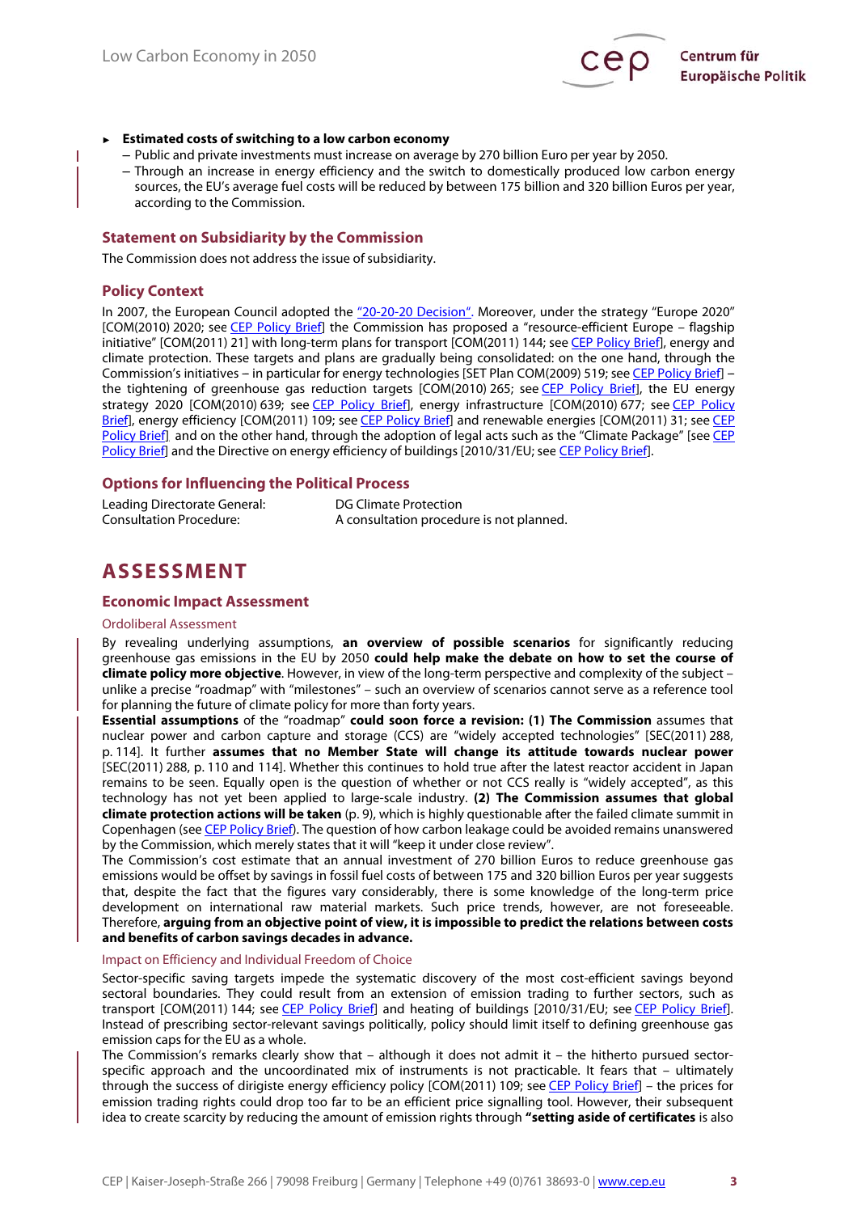- **Estimated costs of switching to a low carbon economy**
  - Public and private investments must increase on average by 270 billion Euro per year by 2050.
  - Through an increase in energy efficiency and the switch to domestically produced low carbon energy sources, the EU's average fuel costs will be reduced by between 175 billion and 320 billion Euros per year, according to the Commission.

## Statement on Subsidiarity by the Commission

The Commission does not address the issue of subsidiarity.

## Policy Context

In 2007, the European Council adopted the "20-20-20 Decision". Moreover, under the strategy "Europe 2020" [COM(2010) 2020; see CEP Policy Brief] the Commission has proposed a "resource-efficient Europe – flagship initiative" [COM(2011) 21] with long-term plans for transport [COM(2011) 144; see CEP Policy Brief], energy and climate protection. These targets and plans are gradually being consolidated: on the one hand, through the Commission's initiatives – in particular for energy technologies [SET Plan COM(2009) 519; see CEP Policy Brief] – the tightening of greenhouse gas reduction targets [COM(2010) 265; see CEP Policy Brief], the EU energy strategy 2020 [COM(2010) 639; see CEP Policy Brief], energy infrastructure [COM(2010) 677; see CEP Policy Brief], energy efficiency [COM(2011) 109; see CEP Policy Brief] and renewable energies [COM(2011) 31; see CEP Policy Brief] and on the other hand, through the adoption of legal acts such as the "Climate Package" [see CEP Policy Brief] and the Directive on energy efficiency of buildings [2010/31/EU; see CEP Policy Brief].

## Options for Influencing the Political Process

| | |
|---|---|
| Leading Directorate General: | DG Climate Protection |
| Consultation Procedure: | A consultation procedure is not planned. |

# ASSESSMENT

## Economic Impact Assessment

### Ordoliberal Assessment

By revealing underlying assumptions, **an overview of possible scenarios** for significantly reducing greenhouse gas emissions in the EU by 2050 **could help make the debate on how to set the course of climate policy more objective**. However, in view of the long-term perspective and complexity of the subject – unlike a precise "roadmap" with "milestones" – such an overview of scenarios cannot serve as a reference tool for planning the future of climate policy for more than forty years.

**Essential assumptions** of the "roadmap" **could soon force a revision: (1) The Commission** assumes that nuclear power and carbon capture and storage (CCS) are "widely accepted technologies" [SEC(2011) 288, p. 114]. It further **assumes that no Member State will change its attitude towards nuclear power** [SEC(2011) 288, p. 110 and 114]. Whether this continues to hold true after the latest reactor accident in Japan remains to be seen. Equally open is the question of whether or not CCS really is "widely accepted", as this technology has not yet been applied to large-scale industry. **(2) The Commission assumes that global climate protection actions will be taken** (p. 9), which is highly questionable after the failed climate summit in Copenhagen (see CEP Policy Brief). The question of how carbon leakage could be avoided remains unanswered by the Commission, which merely states that it will "keep it under close review".

The Commission's cost estimate that an annual investment of 270 billion Euros to reduce greenhouse gas emissions would be offset by savings in fossil fuel costs of between 175 and 320 billion Euros per year suggests that, despite the fact that the figures vary considerably, there is some knowledge of the long-term price development on international raw material markets. Such price trends, however, are not foreseeable. Therefore, **arguing from an objective point of view, it is impossible to predict the relations between costs and benefits of carbon savings decades in advance.**

### Impact on Efficiency and Individual Freedom of Choice

Sector-specific saving targets impede the systematic discovery of the most cost-efficient savings beyond sectoral boundaries. They could result from an extension of emission trading to further sectors, such as transport [COM(2011) 144; see CEP Policy Brief] and heating of buildings [2010/31/EU; see CEP Policy Brief]. Instead of prescribing sector-relevant savings politically, policy should limit itself to defining greenhouse gas emission caps for the EU as a whole.

The Commission's remarks clearly show that – although it does not admit it – the hitherto pursued sector-specific approach and the uncoordinated mix of instruments is not practicable. It fears that – ultimately through the success of dirigiste energy efficiency policy [COM(2011) 109; see CEP Policy Brief] – the prices for emission trading rights could drop too far to be an efficient price signalling tool. However, their subsequent idea to create scarcity by reducing the amount of emission rights through **"setting aside of certificates** is also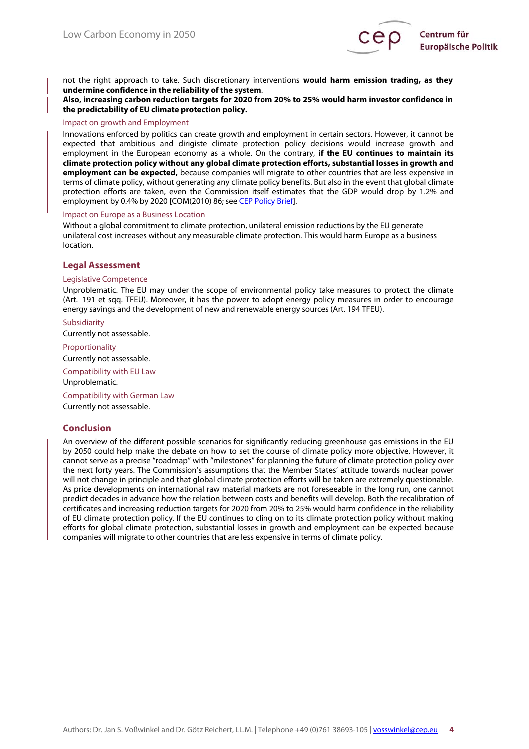not the right approach to take. Such discretionary interventions **would harm emission trading, as they undermine confidence in the reliability of the system**.

**Also, increasing carbon reduction targets for 2020 from 20% to 25% would harm investor confidence in the predictability of EU climate protection policy.**

### Impact on growth and Employment

Innovations enforced by politics can create growth and employment in certain sectors. However, it cannot be expected that ambitious and dirigiste climate protection policy decisions would increase growth and employment in the European economy as a whole. On the contrary, **if the EU continues to maintain its climate protection policy without any global climate protection efforts, substantial losses in growth and employment can be expected,** because companies will migrate to other countries that are less expensive in terms of climate policy, without generating any climate policy benefits. But also in the event that global climate protection efforts are taken, even the Commission itself estimates that the GDP would drop by 1.2% and employment by 0.4% by 2020 [COM(2010) 86; see CEP Policy Brief].

### Impact on Europe as a Business Location

Without a global commitment to climate protection, unilateral emission reductions by the EU generate unilateral cost increases without any measurable climate protection. This would harm Europe as a business location.

## Legal Assessment

### Legislative Competence

Unproblematic. The EU may under the scope of environmental policy take measures to protect the climate (Art. 191 et sqq. TFEU). Moreover, it has the power to adopt energy policy measures in order to encourage energy savings and the development of new and renewable energy sources (Art. 194 TFEU).

### Subsidiarity

Currently not assessable.

### Proportionality

Currently not assessable.

### Compatibility with EU Law

Unproblematic.

### Compatibility with German Law

Currently not assessable.

## Conclusion

An overview of the different possible scenarios for significantly reducing greenhouse gas emissions in the EU by 2050 could help make the debate on how to set the course of climate policy more objective. However, it cannot serve as a precise "roadmap" with "milestones" for planning the future of climate protection policy over the next forty years. The Commission's assumptions that the Member States' attitude towards nuclear power will not change in principle and that global climate protection efforts will be taken are extremely questionable. As price developments on international raw material markets are not foreseeable in the long run, one cannot predict decades in advance how the relation between costs and benefits will develop. Both the recalibration of certificates and increasing reduction targets for 2020 from 20% to 25% would harm confidence in the reliability of EU climate protection policy. If the EU continues to cling on to its climate protection policy without making efforts for global climate protection, substantial losses in growth and employment can be expected because companies will migrate to other countries that are less expensive in terms of climate policy.

Authors: Dr. Jan S. Voßwinkel and Dr. Götz Reichert, LL.M. | Telephone +49 (0)761 38693-105 | vosswinkel@cep.eu